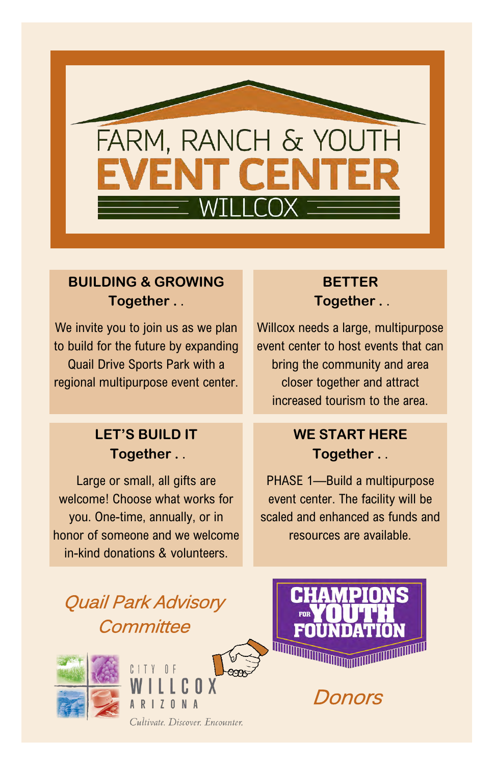# FARM, RANCH & YOUTH EVENT CENTER

## WILLCOX

### BUILDING & GROWING Together . .

We invite you to join us as we plan to build for the future by expanding Quail Drive Sports Park with a regional multipurpose event center.

### BETTER Together . .

Willcox needs a large, multipurpose event center to host events that can bring the community and area closer together and attract increased tourism to the area.

### LET'S BUILD IT Together . .

Large or small, all gifts are welcome! Choose what works for you. One-time, annually, or in honor of someone and we welcome in-kind donations & volunteers.

### WE START HERE Together . .

PHASE 1—Build a multipurpose event center. The facility will be scaled and enhanced as funds and resources are available.

*Quail Park Advisory Committee*

CITY OF WILLCOX ARIZONA

*Cultivate. Discover. Encounter.*

CHAMPIONS FOR YOUTH FOUNDATION

*Donors*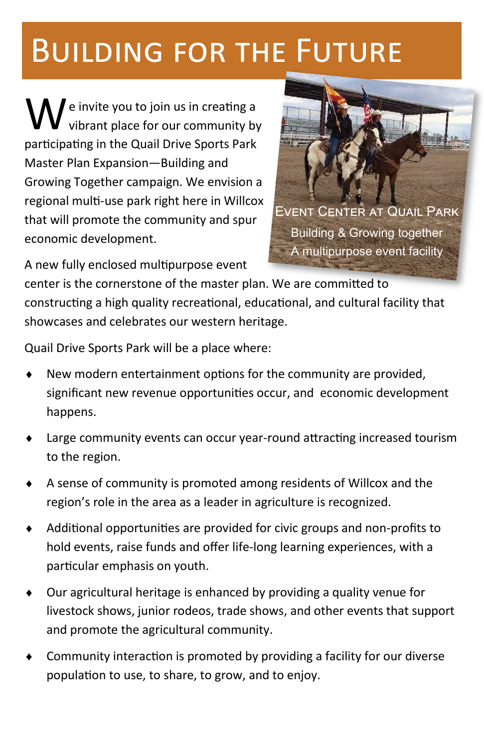# Building for the Future

We invite you to join us in creating a vibrant place for our community by participating in the Quail Drive Sports Park Master Plan Expansion—Building and Growing Together campaign. We envision a regional multi-use park right here in Willcox that will promote the community and spur economic development.

Event Center at Quail Park
Building & Growing together
A multipurpose event facility

A new fully enclosed multipurpose event center is the cornerstone of the master plan. We are committed to constructing a high quality recreational, educational, and cultural facility that showcases and celebrates our western heritage.

Quail Drive Sports Park will be a place where:

- New modern entertainment options for the community are provided, significant new revenue opportunities occur, and economic development happens.
- Large community events can occur year-round attracting increased tourism to the region.
- A sense of community is promoted among residents of Willcox and the region's role in the area as a leader in agriculture is recognized.
- Additional opportunities are provided for civic groups and non-profits to hold events, raise funds and offer life-long learning experiences, with a particular emphasis on youth.
- Our agricultural heritage is enhanced by providing a quality venue for livestock shows, junior rodeos, trade shows, and other events that support and promote the agricultural community.
- Community interaction is promoted by providing a facility for our diverse population to use, to share, to grow, and to enjoy.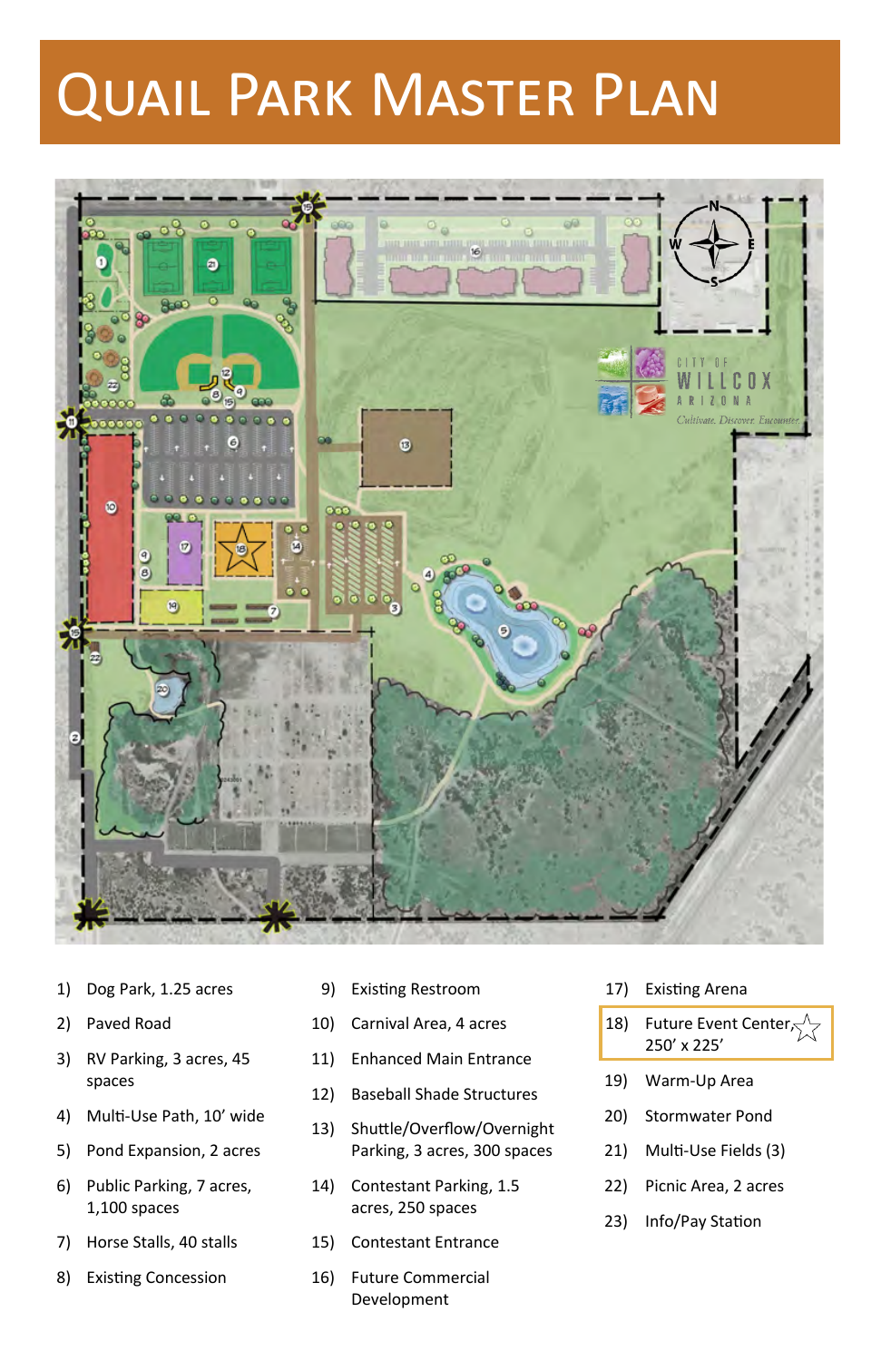# Quail Park Master Plan

1) Dog Park, 1.25 acres
2) Paved Road
3) RV Parking, 3 acres, 45 spaces
4) Multi-Use Path, 10' wide
5) Pond Expansion, 2 acres
6) Public Parking, 7 acres, 1,100 spaces
7) Horse Stalls, 40 stalls
8) Existing Concession
9) Existing Restroom
10) Carnival Area, 4 acres
11) Enhanced Main Entrance
12) Baseball Shade Structures
13) Shuttle/Overflow/Overnight Parking, 3 acres, 300 spaces
14) Contestant Parking, 1.5 acres, 250 spaces
15) Contestant Entrance
16) Future Commercial Development
17) Existing Arena
18) Future Event Center, 250' x 225'
19) Warm-Up Area
20) Stormwater Pond
21) Multi-Use Fields (3)
22) Picnic Area, 2 acres
23) Info/Pay Station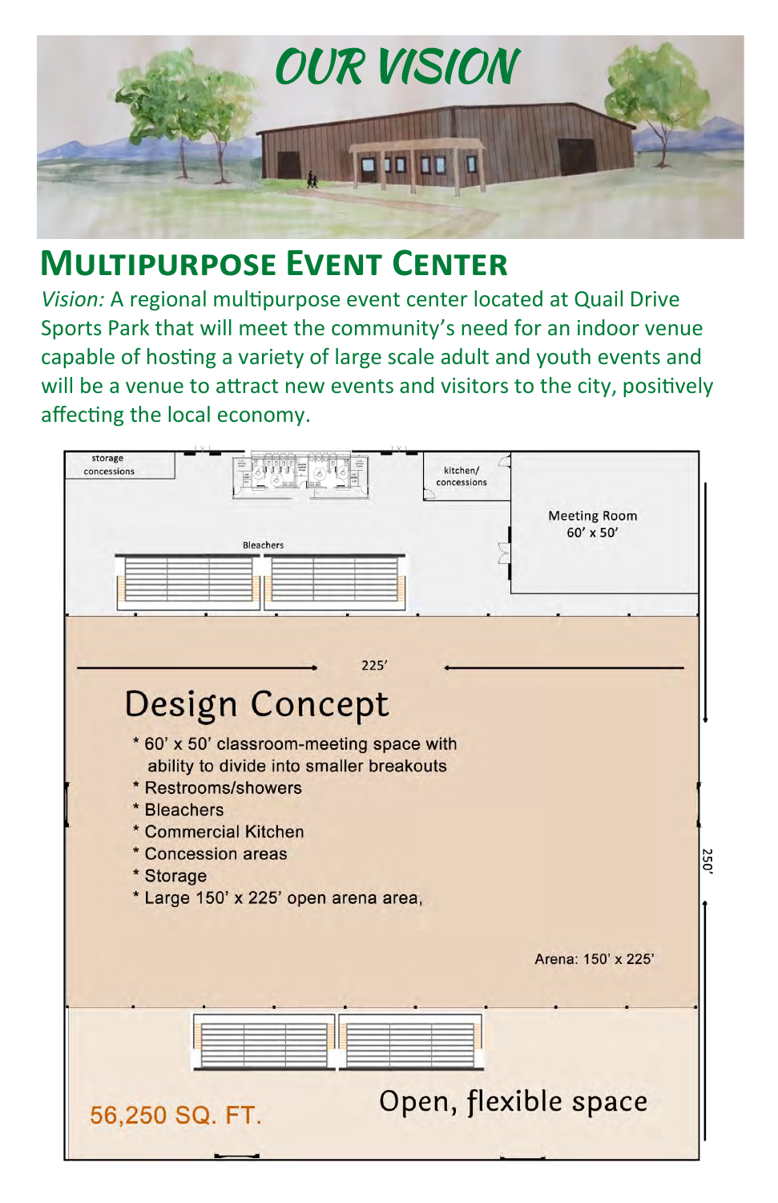# OUR VISION

## Multipurpose Event Center

*Vision:* A regional multipurpose event center located at Quail Drive Sports Park that will meet the community's need for an indoor venue capable of hosting a variety of large scale adult and youth events and will be a venue to attract new events and visitors to the city, positively affecting the local economy.

storage concessions

kitchen/ concessions

Meeting Room 60' x 50'

Bleachers

225'

250'

### Design Concept

* 60' x 50' classroom-meeting space with ability to divide into smaller breakouts
* Restrooms/showers
* Bleachers
* Commercial Kitchen
* Concession areas
* Storage
* Large 150' x 225' open arena area,

Arena: 150' x 225'

56,250 SQ. FT.

Open, flexible space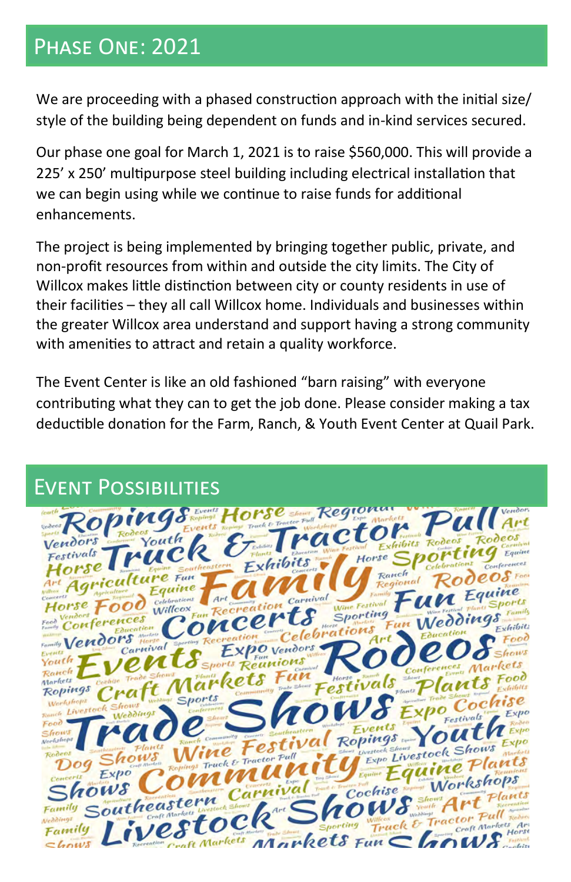## Phase One: 2021

We are proceeding with a phased construction approach with the initial size/style of the building being dependent on funds and in-kind services secured.

Our phase one goal for March 1, 2021 is to raise $560,000. This will provide a 225' x 250' multipurpose steel building including electrical installation that we can begin using while we continue to raise funds for additional enhancements.

The project is being implemented by bringing together public, private, and non-profit resources from within and outside the city limits. The City of Willcox makes little distinction between city or county residents in use of their facilities – they all call Willcox home. Individuals and businesses within the greater Willcox area understand and support having a strong community with amenities to attract and retain a quality workforce.

The Event Center is like an old fashioned "barn raising" with everyone contributing what they can to get the job done. Please consider making a tax deductible donation for the Farm, Ranch, & Youth Event Center at Quail Park.

## Event Possibilities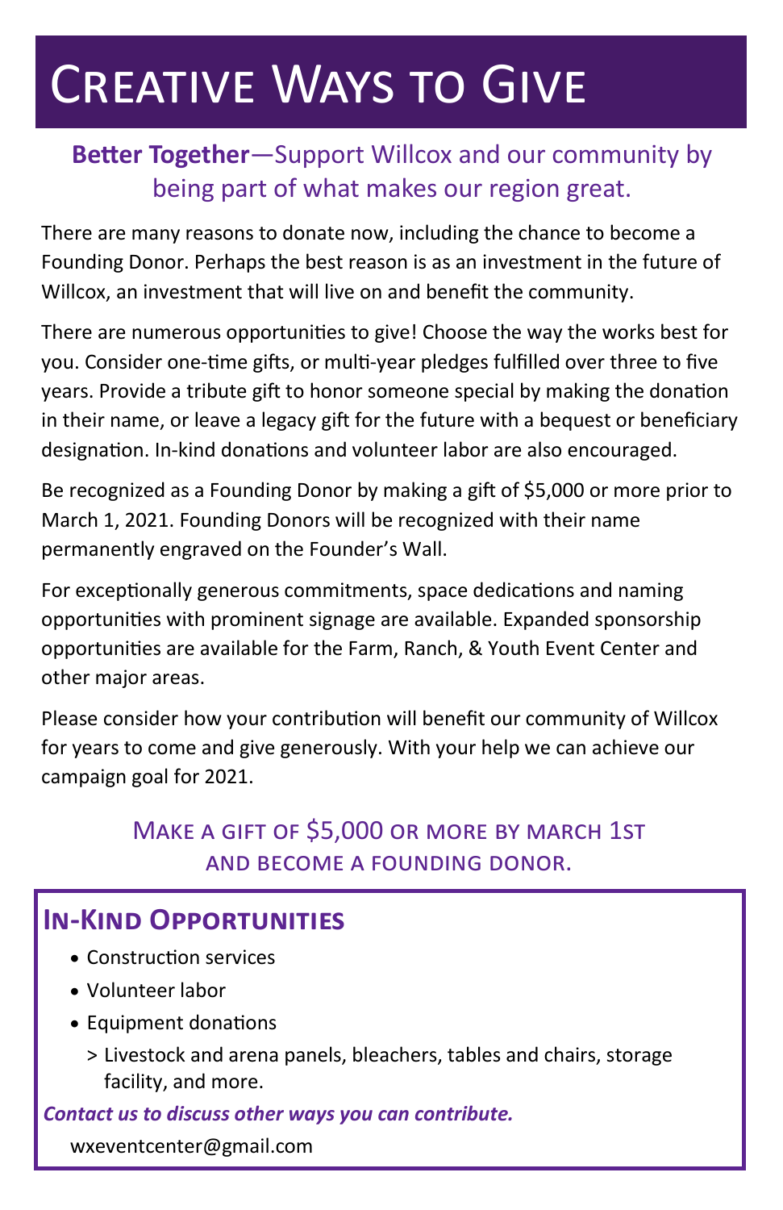# Creative Ways to Give

**Better Together**—Support Willcox and our community by being part of what makes our region great.

There are many reasons to donate now, including the chance to become a Founding Donor. Perhaps the best reason is as an investment in the future of Willcox, an investment that will live on and benefit the community.

There are numerous opportunities to give! Choose the way the works best for you. Consider one-time gifts, or multi-year pledges fulfilled over three to five years. Provide a tribute gift to honor someone special by making the donation in their name, or leave a legacy gift for the future with a bequest or beneficiary designation. In-kind donations and volunteer labor are also encouraged.

Be recognized as a Founding Donor by making a gift of $5,000 or more prior to March 1, 2021. Founding Donors will be recognized with their name permanently engraved on the Founder's Wall.

For exceptionally generous commitments, space dedications and naming opportunities with prominent signage are available. Expanded sponsorship opportunities are available for the Farm, Ranch, & Youth Event Center and other major areas.

Please consider how your contribution will benefit our community of Willcox for years to come and give generously. With your help we can achieve our campaign goal for 2021.

Make a gift of $5,000 or more by March 1st and become a Founding Donor.

## In-Kind Opportunities

- Construction services
- Volunteer labor
- Equipment donations
  - Livestock and arena panels, bleachers, tables and chairs, storage facility, and more.

***Contact us to discuss other ways you can contribute.***

wxeventcenter@gmail.com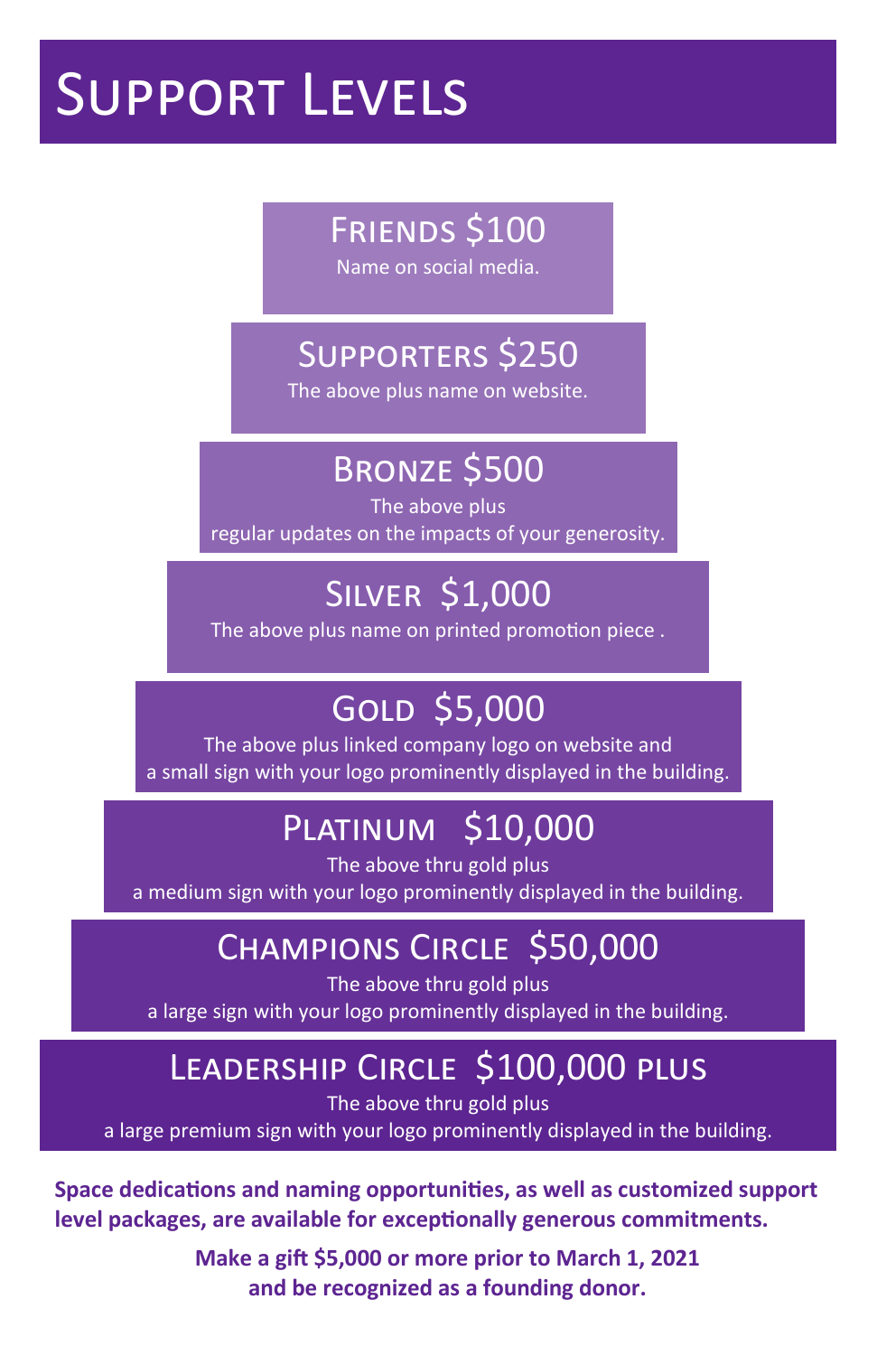# Support Levels

## Friends $100

Name on social media.

## Supporters $250

The above plus name on website.

## Bronze $500

The above plus
regular updates on the impacts of your generosity.

## Silver $1,000

The above plus name on printed promotion piece .

## Gold $5,000

The above plus linked company logo on website and
a small sign with your logo prominently displayed in the building.

## Platinum $10,000

The above thru gold plus
a medium sign with your logo prominently displayed in the building.

## Champions Circle $50,000

The above thru gold plus
a large sign with your logo prominently displayed in the building.

## Leadership Circle $100,000 plus

The above thru gold plus
a large premium sign with your logo prominently displayed in the building.

**Space dedications and naming opportunities, as well as customized support level packages, are available for exceptionally generous commitments.**

**Make a gift $5,000 or more prior to March 1, 2021 and be recognized as a founding donor.**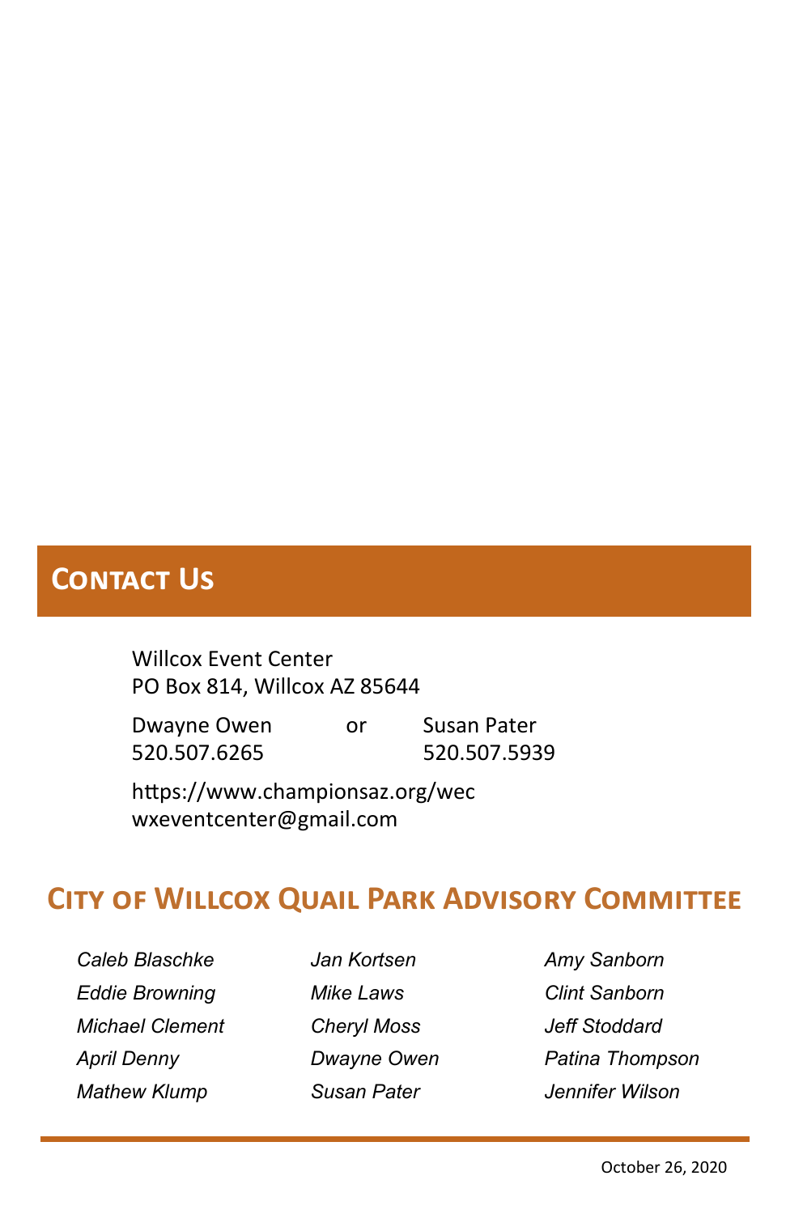## Contact Us

Willcox Event Center
PO Box 814, Willcox AZ 85644

Dwayne Owen or Susan Pater
520.507.6265 520.507.5939

https://www.championsaz.org/wec
wxeventcenter@gmail.com

## City of Willcox Quail Park Advisory Committee

*Caleb Blaschke*
*Eddie Browning*
*Michael Clement*
*April Denny*
*Mathew Klump*
*Jan Kortsen*
*Mike Laws*
*Cheryl Moss*
*Dwayne Owen*
*Susan Pater*
*Amy Sanborn*
*Clint Sanborn*
*Jeff Stoddard*
*Patina Thompson*
*Jennifer Wilson*

October 26, 2020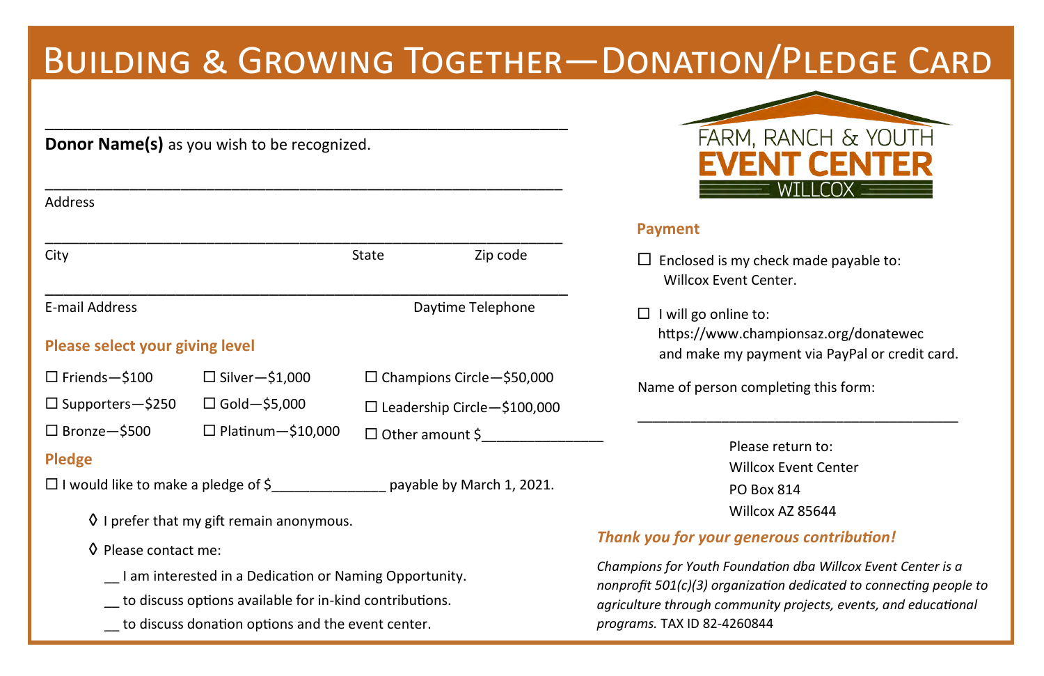# Building & Growing Together—Donation/Pledge Card

______________________________________________________________

**Donor Name(s)** as you wish to be recognized.

______________________________________________________________

Address

______________________________________________________________

City State Zip code

______________________________________________________________

E-mail Address Daytime Telephone

FARM, RANCH & YOUTH
EVENT CENTER
WILLCOX

### Please select your giving level

☐ Friends—$100 ☐ Silver—$1,000 ☐ Champions Circle—$50,000

☐ Supporters—$250 ☐ Gold—$5,000 ☐ Leadership Circle—$100,000

☐ Bronze—$500 ☐ Platinum—$10,000 ☐ Other amount $_______________

### Pledge

☐ I would like to make a pledge of $______________ payable by March 1, 2021.

◊ I prefer that my gift remain anonymous.

◊ Please contact me:

__ I am interested in a Dedication or Naming Opportunity.

__ to discuss options available for in-kind contributions.

__ to discuss donation options and the event center.

### Payment

☐ Enclosed is my check made payable to: Willcox Event Center.

☐ I will go online to: https://www.championsaz.org/donatewec and make my payment via PayPal or credit card.

Name of person completing this form:

__________________________________________

Please return to:
Willcox Event Center
PO Box 814
Willcox AZ 85644

***Thank you for your generous contribution!***

*Champions for Youth Foundation dba Willcox Event Center is a nonprofit 501(c)(3) organization dedicated to connecting people to agriculture through community projects, events, and educational programs.* TAX ID 82-4260844